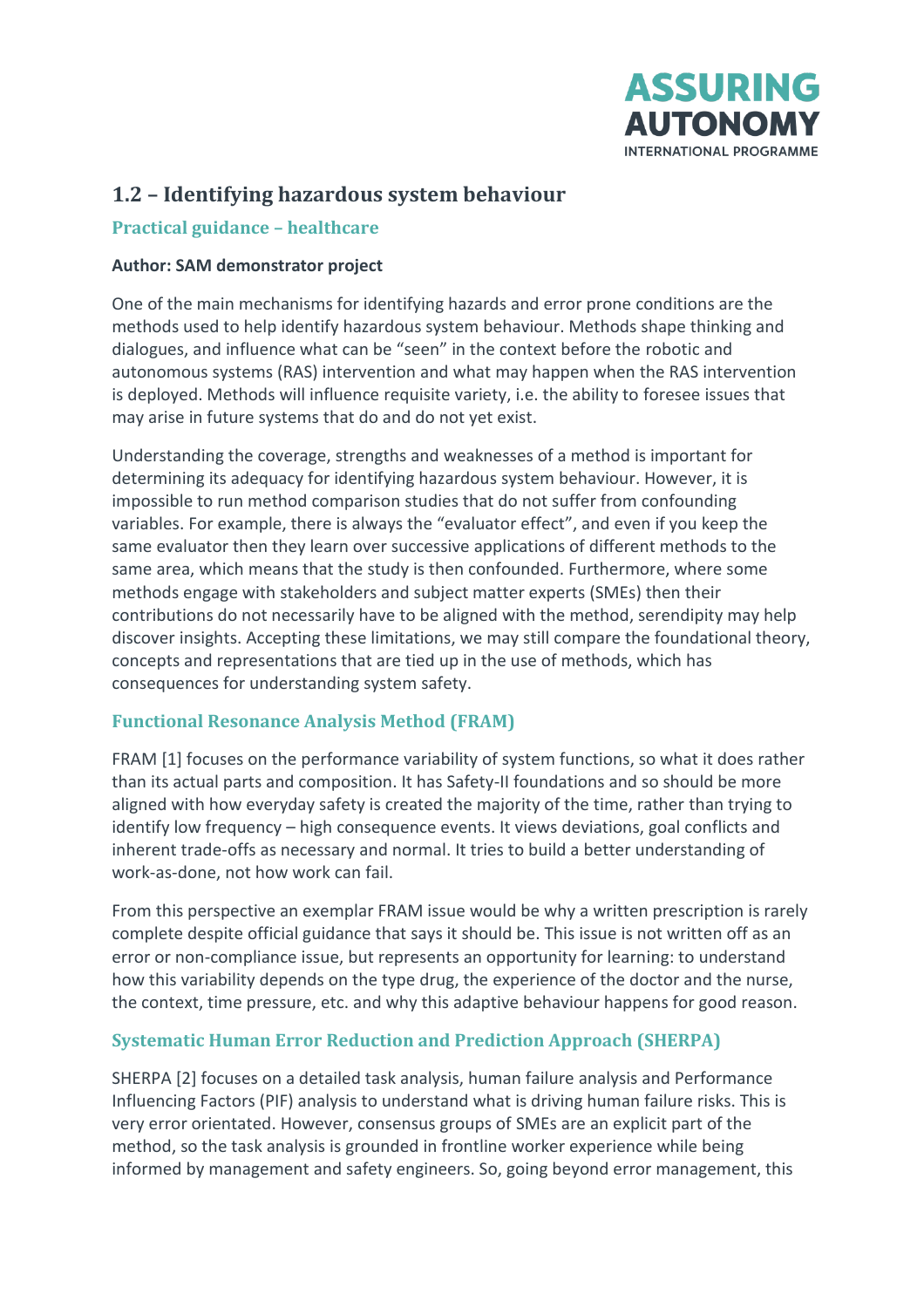## 1.2 – Identifying hazardous system behaviour

### Practical guidance – healthcare

**Author: SAM demonstrator project**

One of the main mechanisms for identifying hazards and error prone conditions are the methods used to help identify hazardous system behaviour. Methods shape thinking and dialogues, and influence what can be "seen" in the context before the robotic and autonomous systems (RAS) intervention and what may happen when the RAS intervention is deployed. Methods will influence requisite variety, i.e. the ability to foresee issues that may arise in future systems that do and do not yet exist.

Understanding the coverage, strengths and weaknesses of a method is important for determining its adequacy for identifying hazardous system behaviour. However, it is impossible to run method comparison studies that do not suffer from confounding variables. For example, there is always the "evaluator effect", and even if you keep the same evaluator then they learn over successive applications of different methods to the same area, which means that the study is then confounded. Furthermore, where some methods engage with stakeholders and subject matter experts (SMEs) then their contributions do not necessarily have to be aligned with the method, serendipity may help discover insights. Accepting these limitations, we may still compare the foundational theory, concepts and representations that are tied up in the use of methods, which has consequences for understanding system safety.

### Functional Resonance Analysis Method (FRAM)

FRAM [1] focuses on the performance variability of system functions, so what it does rather than its actual parts and composition. It has Safety-II foundations and so should be more aligned with how everyday safety is created the majority of the time, rather than trying to identify low frequency – high consequence events. It views deviations, goal conflicts and inherent trade-offs as necessary and normal. It tries to build a better understanding of work-as-done, not how work can fail.

From this perspective an exemplar FRAM issue would be why a written prescription is rarely complete despite official guidance that says it should be. This issue is not written off as an error or non-compliance issue, but represents an opportunity for learning: to understand how this variability depends on the type drug, the experience of the doctor and the nurse, the context, time pressure, etc. and why this adaptive behaviour happens for good reason.

### Systematic Human Error Reduction and Prediction Approach (SHERPA)

SHERPA [2] focuses on a detailed task analysis, human failure analysis and Performance Influencing Factors (PIF) analysis to understand what is driving human failure risks. This is very error orientated. However, consensus groups of SMEs are an explicit part of the method, so the task analysis is grounded in frontline worker experience while being informed by management and safety engineers. So, going beyond error management, this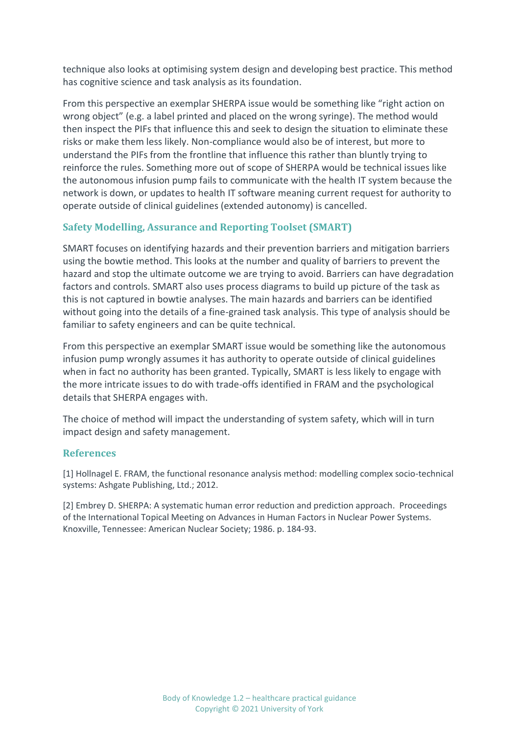technique also looks at optimising system design and developing best practice. This method has cognitive science and task analysis as its foundation.

From this perspective an exemplar SHERPA issue would be something like "right action on wrong object" (e.g. a label printed and placed on the wrong syringe). The method would then inspect the PIFs that influence this and seek to design the situation to eliminate these risks or make them less likely. Non-compliance would also be of interest, but more to understand the PIFs from the frontline that influence this rather than bluntly trying to reinforce the rules. Something more out of scope of SHERPA would be technical issues like the autonomous infusion pump fails to communicate with the health IT system because the network is down, or updates to health IT software meaning current request for authority to operate outside of clinical guidelines (extended autonomy) is cancelled.

### Safety Modelling, Assurance and Reporting Toolset (SMART)

SMART focuses on identifying hazards and their prevention barriers and mitigation barriers using the bowtie method. This looks at the number and quality of barriers to prevent the hazard and stop the ultimate outcome we are trying to avoid. Barriers can have degradation factors and controls. SMART also uses process diagrams to build up picture of the task as this is not captured in bowtie analyses. The main hazards and barriers can be identified without going into the details of a fine-grained task analysis. This type of analysis should be familiar to safety engineers and can be quite technical.

From this perspective an exemplar SMART issue would be something like the autonomous infusion pump wrongly assumes it has authority to operate outside of clinical guidelines when in fact no authority has been granted. Typically, SMART is less likely to engage with the more intricate issues to do with trade-offs identified in FRAM and the psychological details that SHERPA engages with.

The choice of method will impact the understanding of system safety, which will in turn impact design and safety management.

### References

[1] Hollnagel E. FRAM, the functional resonance analysis method: modelling complex socio-technical systems: Ashgate Publishing, Ltd.; 2012.

[2] Embrey D. SHERPA: A systematic human error reduction and prediction approach. Proceedings of the International Topical Meeting on Advances in Human Factors in Nuclear Power Systems. Knoxville, Tennessee: American Nuclear Society; 1986. p. 184-93.